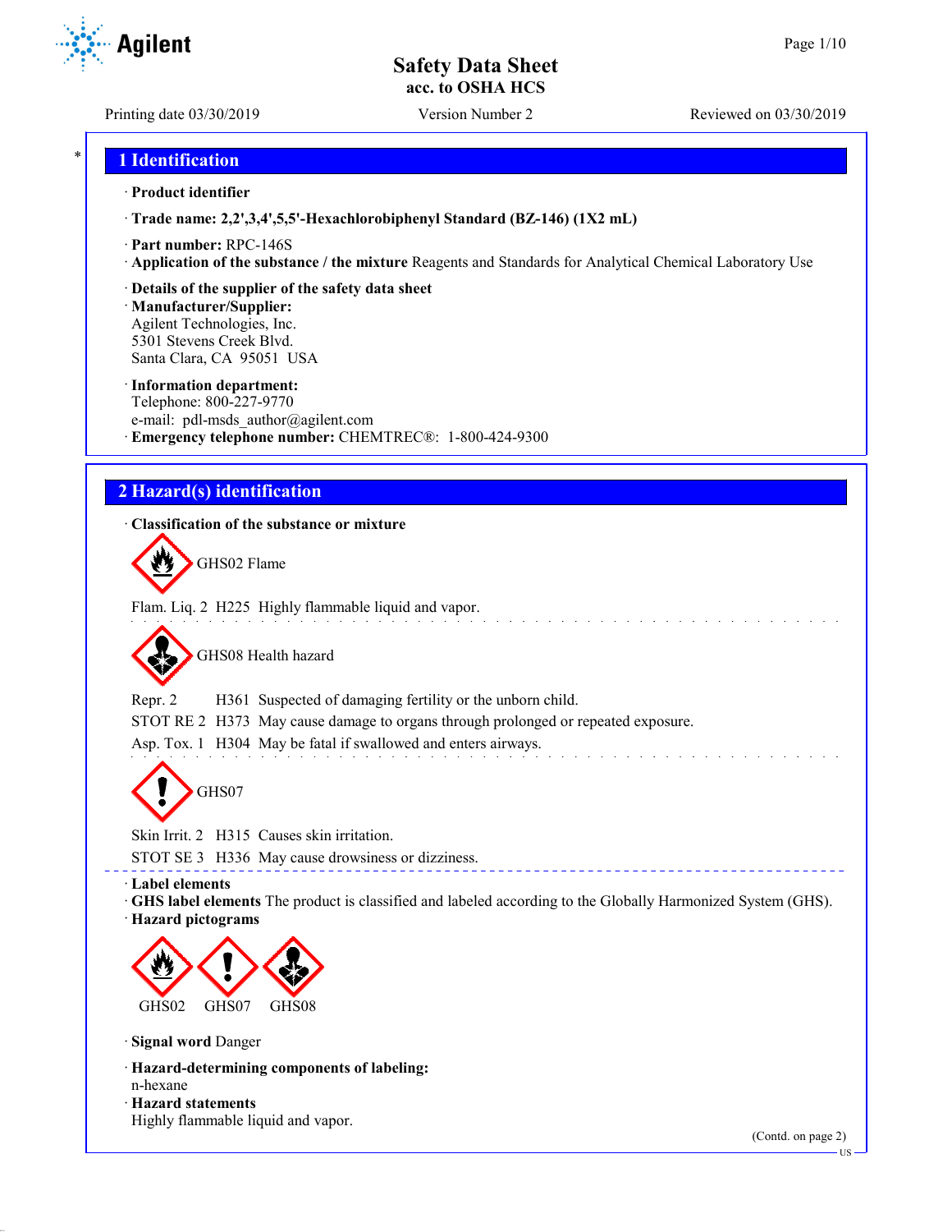# Safety Data Sheet
**acc. to OSHA HCS**

Printing date 03/30/2019 Version Number 2 Reviewed on 03/30/2019

## 1 Identification

· **Product identifier**

· **Trade name: 2,2',3,4',5,5'-Hexachlorobiphenyl Standard (BZ-146) (1X2 mL)**

· **Part number:** RPC-146S

· **Application of the substance / the mixture** Reagents and Standards for Analytical Chemical Laboratory Use

· **Details of the supplier of the safety data sheet**

· **Manufacturer/Supplier:**
Agilent Technologies, Inc.
5301 Stevens Creek Blvd.
Santa Clara, CA 95051 USA

· **Information department:**
Telephone: 800-227-9770
e-mail: pdl-msds_author@agilent.com

· **Emergency telephone number:** CHEMTREC®: 1-800-424-9300

## 2 Hazard(s) identification

· **Classification of the substance or mixture**

GHS02 Flame

Flam. Liq. 2 H225 Highly flammable liquid and vapor.

GHS08 Health hazard

Repr. 2 H361 Suspected of damaging fertility or the unborn child.

STOT RE 2 H373 May cause damage to organs through prolonged or repeated exposure.

Asp. Tox. 1 H304 May be fatal if swallowed and enters airways.

GHS07

Skin Irrit. 2 H315 Causes skin irritation.

STOT SE 3 H336 May cause drowsiness or dizziness.

· **Label elements**

· **GHS label elements** The product is classified and labeled according to the Globally Harmonized System (GHS).

· **Hazard pictograms**

GHS02 GHS07 GHS08

· **Signal word** Danger

· **Hazard-determining components of labeling:**
n-hexane

· **Hazard statements**
Highly flammable liquid and vapor.

(Contd. on page 2)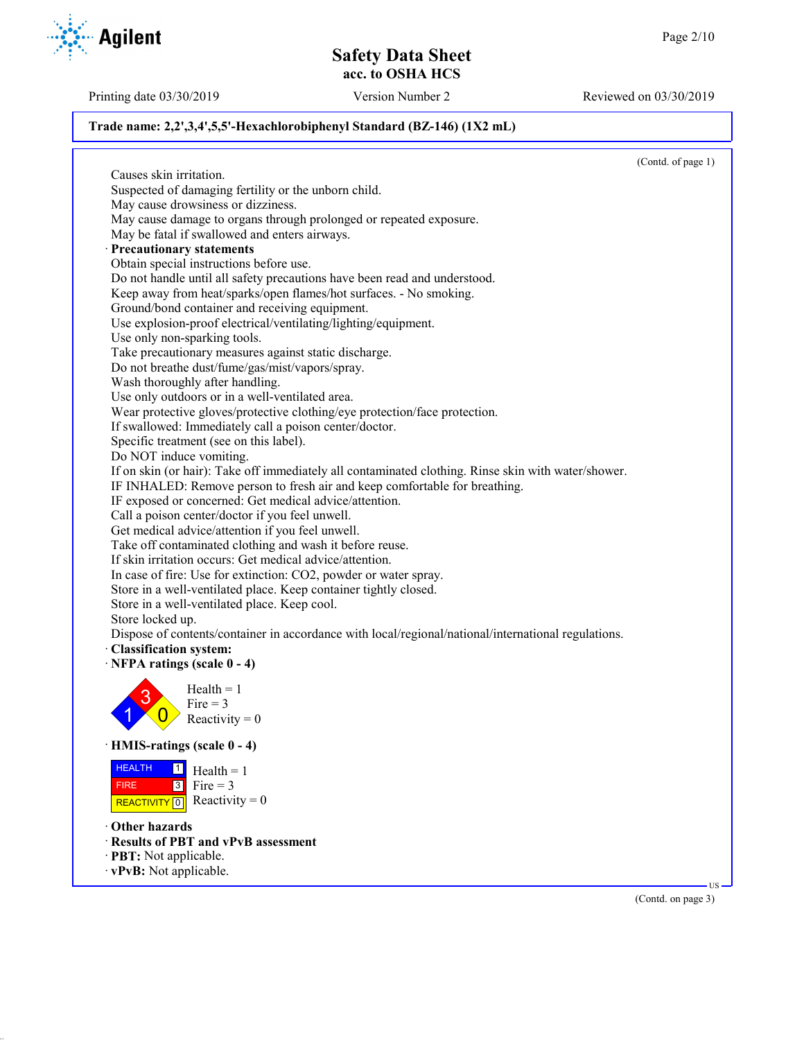**Trade name: 2,2',3,4',5,5'-Hexachlorobiphenyl Standard (BZ-146) (1X2 mL)**

(Contd. of page 1)

Causes skin irritation.
Suspected of damaging fertility or the unborn child.
May cause drowsiness or dizziness.
May cause damage to organs through prolonged or repeated exposure.
May be fatal if swallowed and enters airways.

· **Precautionary statements**

Obtain special instructions before use.
Do not handle until all safety precautions have been read and understood.
Keep away from heat/sparks/open flames/hot surfaces. - No smoking.
Ground/bond container and receiving equipment.
Use explosion-proof electrical/ventilating/lighting/equipment.
Use only non-sparking tools.
Take precautionary measures against static discharge.
Do not breathe dust/fume/gas/mist/vapors/spray.
Wash thoroughly after handling.
Use only outdoors or in a well-ventilated area.
Wear protective gloves/protective clothing/eye protection/face protection.
If swallowed: Immediately call a poison center/doctor.
Specific treatment (see on this label).
Do NOT induce vomiting.
If on skin (or hair): Take off immediately all contaminated clothing. Rinse skin with water/shower.
IF INHALED: Remove person to fresh air and keep comfortable for breathing.
IF exposed or concerned: Get medical advice/attention.
Call a poison center/doctor if you feel unwell.
Get medical advice/attention if you feel unwell.
Take off contaminated clothing and wash it before reuse.
If skin irritation occurs: Get medical advice/attention.
In case of fire: Use for extinction: CO2, powder or water spray.
Store in a well-ventilated place. Keep container tightly closed.
Store in a well-ventilated place. Keep cool.
Store locked up.
Dispose of contents/container in accordance with local/regional/national/international regulations.

· **Classification system:**

· **NFPA ratings (scale 0 - 4)**

Health = 1
Fire = 3
Reactivity = 0

· **HMIS-ratings (scale 0 - 4)**

| | | |
|---|---|---|
| HEALTH | 1 | Health = 1 |
| FIRE | 3 | Fire = 3 |
| REACTIVITY | 0 | Reactivity = 0 |

· **Other hazards**

· **Results of PBT and vPvB assessment**

· **PBT:** Not applicable.

· **vPvB:** Not applicable.

(Contd. on page 3)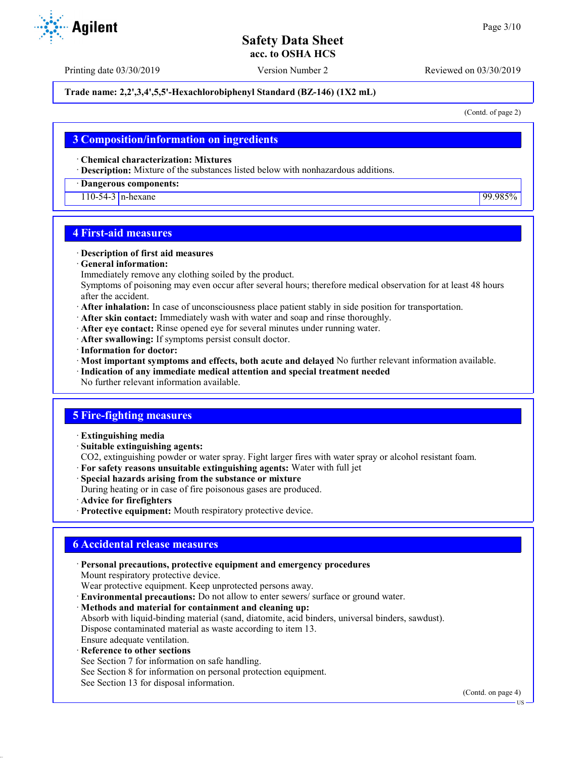**Trade name: 2,2',3,4',5,5'-Hexachlorobiphenyl Standard (BZ-146) (1X2 mL)**

(Contd. of page 2)

## 3 Composition/information on ingredients

· **Chemical characterization: Mixtures**
· **Description:** Mixture of the substances listed below with nonhazardous additions.

| · **Dangerous components:** | | |
|---|---|---|
| 110-54-3 | n-hexane | 99.985% |

## 4 First-aid measures

· **Description of first aid measures**
· **General information:**
Immediately remove any clothing soiled by the product.
Symptoms of poisoning may even occur after several hours; therefore medical observation for at least 48 hours after the accident.
· **After inhalation:** In case of unconsciousness place patient stably in side position for transportation.
· **After skin contact:** Immediately wash with water and soap and rinse thoroughly.
· **After eye contact:** Rinse opened eye for several minutes under running water.
· **After swallowing:** If symptoms persist consult doctor.
· **Information for doctor:**
· **Most important symptoms and effects, both acute and delayed** No further relevant information available.
· **Indication of any immediate medical attention and special treatment needed**
No further relevant information available.

## 5 Fire-fighting measures

· **Extinguishing media**
· **Suitable extinguishing agents:**
CO2, extinguishing powder or water spray. Fight larger fires with water spray or alcohol resistant foam.
· **For safety reasons unsuitable extinguishing agents:** Water with full jet
· **Special hazards arising from the substance or mixture**
During heating or in case of fire poisonous gases are produced.
· **Advice for firefighters**
· **Protective equipment:** Mouth respiratory protective device.

## 6 Accidental release measures

· **Personal precautions, protective equipment and emergency procedures**
Mount respiratory protective device.
Wear protective equipment. Keep unprotected persons away.
· **Environmental precautions:** Do not allow to enter sewers/ surface or ground water.
· **Methods and material for containment and cleaning up:**
Absorb with liquid-binding material (sand, diatomite, acid binders, universal binders, sawdust).
Dispose contaminated material as waste according to item 13.
Ensure adequate ventilation.
· **Reference to other sections**
See Section 7 for information on safe handling.
See Section 8 for information on personal protection equipment.
See Section 13 for disposal information.

(Contd. on page 4)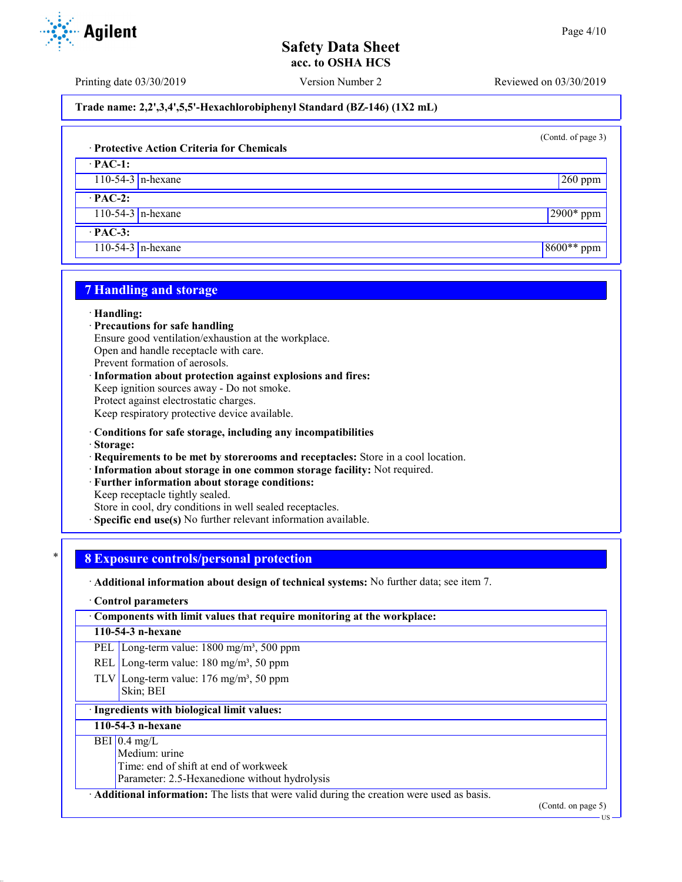**Trade name: 2,2',3,4',5,5'-Hexachlorobiphenyl Standard (BZ-146) (1X2 mL)**

(Contd. of page 3)

· **Protective Action Criteria for Chemicals**

| · **PAC-1:** | | |
|---|---|---|
| 110-54-3 | n-hexane | 260 ppm |
| · **PAC-2:** | | |
| 110-54-3 | n-hexane | 2900* ppm |
| · **PAC-3:** | | |
| 110-54-3 | n-hexane | 8600** ppm |

## 7 Handling and storage

· **Handling:**
· **Precautions for safe handling**
Ensure good ventilation/exhaustion at the workplace.
Open and handle receptacle with care.
Prevent formation of aerosols.
· **Information about protection against explosions and fires:**
Keep ignition sources away - Do not smoke.
Protect against electrostatic charges.
Keep respiratory protective device available.

· **Conditions for safe storage, including any incompatibilities**
· **Storage:**
· **Requirements to be met by storerooms and receptacles:** Store in a cool location.
· **Information about storage in one common storage facility:** Not required.
· **Further information about storage conditions:**
Keep receptacle tightly sealed.
Store in cool, dry conditions in well sealed receptacles.
· **Specific end use(s)** No further relevant information available.

## 8 Exposure controls/personal protection

· **Additional information about design of technical systems:** No further data; see item 7.

· **Control parameters**

| · **Components with limit values that require monitoring at the workplace:** | |
|---|---|
| **110-54-3 n-hexane** | |
| PEL | Long-term value: 1800 mg/m³, 500 ppm |
| REL | Long-term value: 180 mg/m³, 50 ppm |
| TLV | Long-term value: 176 mg/m³, 50 ppm<br>Skin; BEI |

| · **Ingredients with biological limit values:** | |
|---|---|
| **110-54-3 n-hexane** | |
| BEI | 0.4 mg/L<br>Medium: urine<br>Time: end of shift at end of workweek<br>Parameter: 2.5-Hexanedione without hydrolysis |

· **Additional information:** The lists that were valid during the creation were used as basis.

(Contd. on page 5)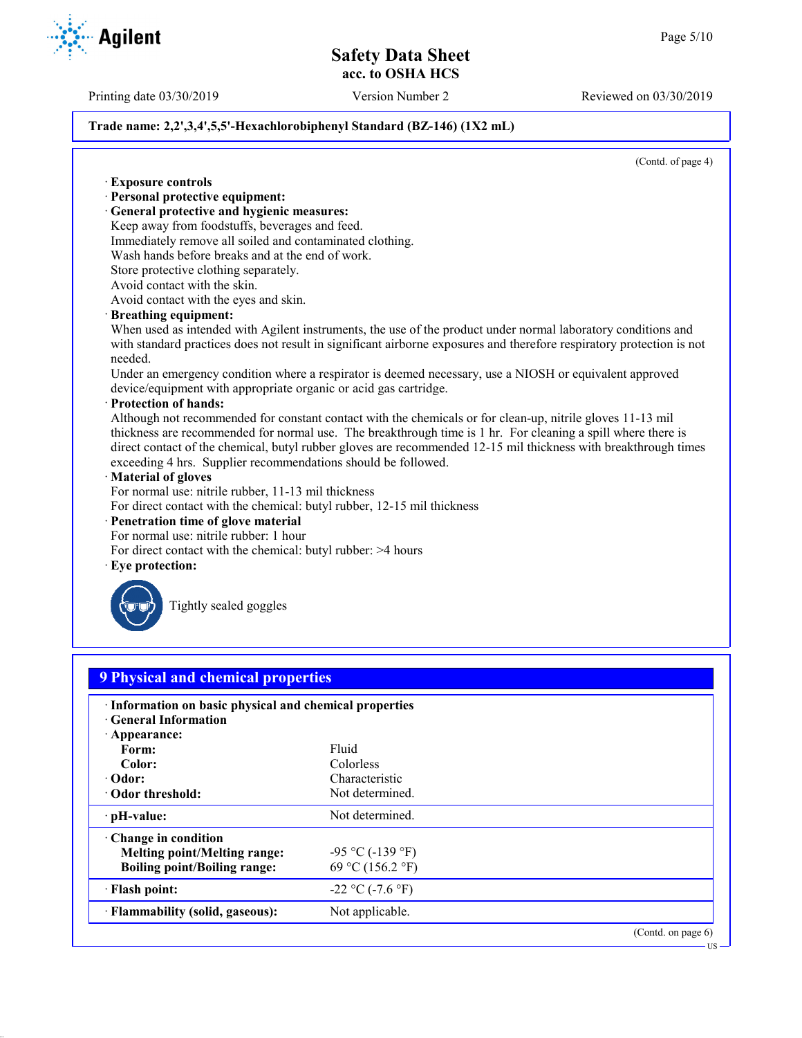Trade name: 2,2',3,4',5,5'-Hexachlorobiphenyl Standard (BZ-146) (1X2 mL)

(Contd. of page 4)

· **Exposure controls**
· **Personal protective equipment:**
· **General protective and hygienic measures:**
Keep away from foodstuffs, beverages and feed.
Immediately remove all soiled and contaminated clothing.
Wash hands before breaks and at the end of work.
Store protective clothing separately.
Avoid contact with the skin.
Avoid contact with the eyes and skin.
· **Breathing equipment:**
When used as intended with Agilent instruments, the use of the product under normal laboratory conditions and with standard practices does not result in significant airborne exposures and therefore respiratory protection is not needed.
Under an emergency condition where a respirator is deemed necessary, use a NIOSH or equivalent approved device/equipment with appropriate organic or acid gas cartridge.
· **Protection of hands:**
Although not recommended for constant contact with the chemicals or for clean-up, nitrile gloves 11-13 mil thickness are recommended for normal use. The breakthrough time is 1 hr. For cleaning a spill where there is direct contact of the chemical, butyl rubber gloves are recommended 12-15 mil thickness with breakthrough times exceeding 4 hrs. Supplier recommendations should be followed.
· **Material of gloves**
For normal use: nitrile rubber, 11-13 mil thickness
For direct contact with the chemical: butyl rubber, 12-15 mil thickness
· **Penetration time of glove material**
For normal use: nitrile rubber: 1 hour
For direct contact with the chemical: butyl rubber: >4 hours
· **Eye protection:**

Tightly sealed goggles

## 9 Physical and chemical properties

| · **Information on basic physical and chemical properties** | |
|---|---|
| · **General Information** | |
| · **Appearance:** | |
| **Form:** | Fluid |
| **Color:** | Colorless |
| · **Odor:** | Characteristic |
| · **Odor threshold:** | Not determined. |
| · **pH-value:** | Not determined. |
| · **Change in condition** | |
| **Melting point/Melting range:** | -95 °C (-139 °F) |
| **Boiling point/Boiling range:** | 69 °C (156.2 °F) |
| · **Flash point:** | -22 °C (-7.6 °F) |
| · **Flammability (solid, gaseous):** | Not applicable. |

(Contd. on page 6)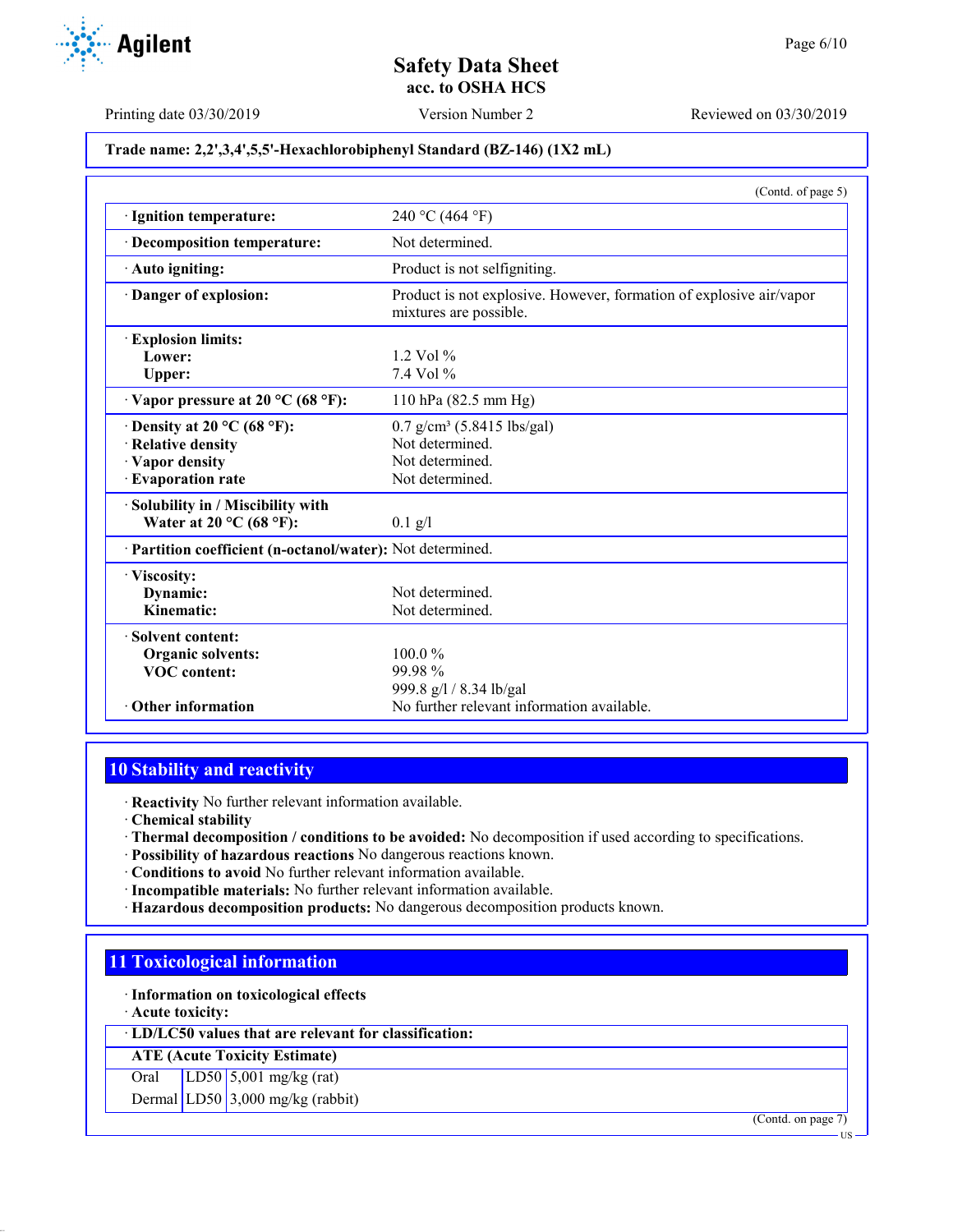Trade name: 2,2',3,4',5,5'-Hexachlorobiphenyl Standard (BZ-146) (1X2 mL)

(Contd. of page 5)

| | |
|---|---|
| · **Ignition temperature:** | 240 °C (464 °F) |
| · **Decomposition temperature:** | Not determined. |
| · **Auto igniting:** | Product is not selfigniting. |
| · **Danger of explosion:** | Product is not explosive. However, formation of explosive air/vapor mixtures are possible. |
| · **Explosion limits:** | |
| **Lower:** | 1.2 Vol % |
| **Upper:** | 7.4 Vol % |
| · **Vapor pressure at 20 °C (68 °F):** | 110 hPa (82.5 mm Hg) |
| · **Density at 20 °C (68 °F):** | 0.7 g/cm³ (5.8415 lbs/gal) |
| · **Relative density** | Not determined. |
| · **Vapor density** | Not determined. |
| · **Evaporation rate** | Not determined. |
| · **Solubility in / Miscibility with** | |
| **Water at 20 °C (68 °F):** | 0.1 g/l |
| · **Partition coefficient (n-octanol/water):** | Not determined. |
| · **Viscosity:** | |
| **Dynamic:** | Not determined. |
| **Kinematic:** | Not determined. |
| · **Solvent content:** | |
| **Organic solvents:** | 100.0 % |
| **VOC content:** | 99.98 % |
| | 999.8 g/l / 8.34 lb/gal |
| · **Other information** | No further relevant information available. |

## 10 Stability and reactivity

· **Reactivity** No further relevant information available.
· **Chemical stability**
· **Thermal decomposition / conditions to be avoided:** No decomposition if used according to specifications.
· **Possibility of hazardous reactions** No dangerous reactions known.
· **Conditions to avoid** No further relevant information available.
· **Incompatible materials:** No further relevant information available.
· **Hazardous decomposition products:** No dangerous decomposition products known.

## 11 Toxicological information

· **Information on toxicological effects**
· **Acute toxicity:**

| · **LD/LC50 values that are relevant for classification:** | | |
|---|---|---|
| **ATE (Acute Toxicity Estimate)** | | |
| Oral | LD50 | 5,001 mg/kg (rat) |
| Dermal | LD50 | 3,000 mg/kg (rabbit) |

(Contd. on page 7)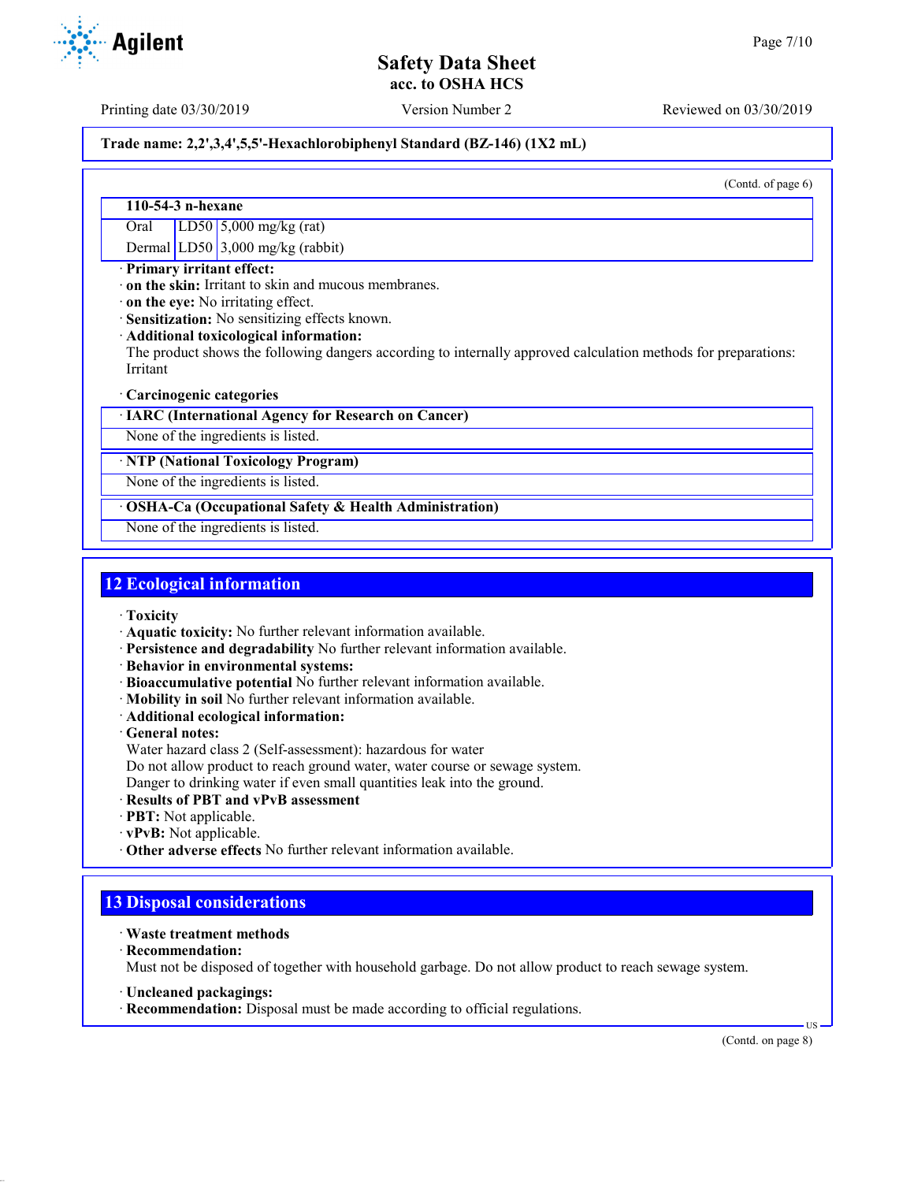**Trade name: 2,2',3,4',5,5'-Hexachlorobiphenyl Standard (BZ-146) (1X2 mL)**

(Contd. of page 6)

| 110-54-3 n-hexane | | |
|---|---|---|
| Oral | LD50 | 5,000 mg/kg (rat) |
| Dermal | LD50 | 3,000 mg/kg (rabbit) |

· **Primary irritant effect:**
· **on the skin:** Irritant to skin and mucous membranes.
· **on the eye:** No irritating effect.
· **Sensitization:** No sensitizing effects known.
· **Additional toxicological information:**
The product shows the following dangers according to internally approved calculation methods for preparations:
Irritant

· **Carcinogenic categories**

| · IARC (International Agency for Research on Cancer) |
|---|
| None of the ingredients is listed. |

| · NTP (National Toxicology Program) |
|---|
| None of the ingredients is listed. |

| · OSHA-Ca (Occupational Safety & Health Administration) |
|---|
| None of the ingredients is listed. |

## 12 Ecological information

· **Toxicity**
· **Aquatic toxicity:** No further relevant information available.
· **Persistence and degradability** No further relevant information available.
· **Behavior in environmental systems:**
· **Bioaccumulative potential** No further relevant information available.
· **Mobility in soil** No further relevant information available.
· **Additional ecological information:**
· **General notes:**
Water hazard class 2 (Self-assessment): hazardous for water
Do not allow product to reach ground water, water course or sewage system.
Danger to drinking water if even small quantities leak into the ground.
· **Results of PBT and vPvB assessment**
· **PBT:** Not applicable.
· **vPvB:** Not applicable.
· **Other adverse effects** No further relevant information available.

## 13 Disposal considerations

· **Waste treatment methods**
· **Recommendation:**
Must not be disposed of together with household garbage. Do not allow product to reach sewage system.

· **Uncleaned packagings:**
· **Recommendation:** Disposal must be made according to official regulations.

(Contd. on page 8)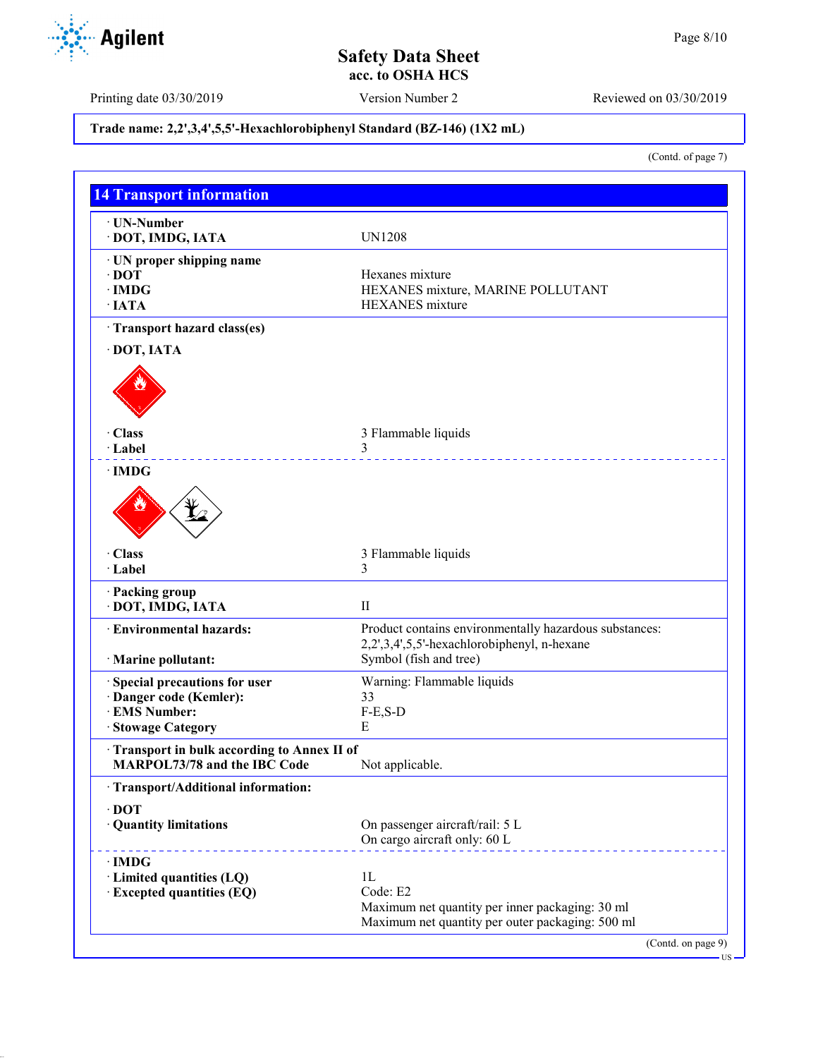Trade name: 2,2',3,4',5,5'-Hexachlorobiphenyl Standard (BZ-146) (1X2 mL)

(Contd. of page 7)

## 14 Transport information

· UN-Number
· DOT, IMDG, IATA — UN1208

· UN proper shipping name
· DOT — Hexanes mixture
· IMDG — HEXANES mixture, MARINE POLLUTANT
· IATA — HEXANES mixture

· Transport hazard class(es)

· DOT, IATA

· Class — 3 Flammable liquids
· Label — 3

· IMDG

· Class — 3 Flammable liquids
· Label — 3

· Packing group
· DOT, IMDG, IATA — II

· Environmental hazards: — Product contains environmentally hazardous substances: 2,2',3,4',5,5'-hexachlorobiphenyl, n-hexane
· Marine pollutant: — Symbol (fish and tree)

· Special precautions for user — Warning: Flammable liquids
· Danger code (Kemler): — 33
· EMS Number: — F-E,S-D
· Stowage Category — E

· Transport in bulk according to Annex II of MARPOL73/78 and the IBC Code — Not applicable.

· Transport/Additional information:

· DOT
· Quantity limitations — On passenger aircraft/rail: 5 L
On cargo aircraft only: 60 L

· IMDG
· Limited quantities (LQ) — 1L
· Excepted quantities (EQ) — Code: E2
Maximum net quantity per inner packaging: 30 ml
Maximum net quantity per outer packaging: 500 ml

(Contd. on page 9)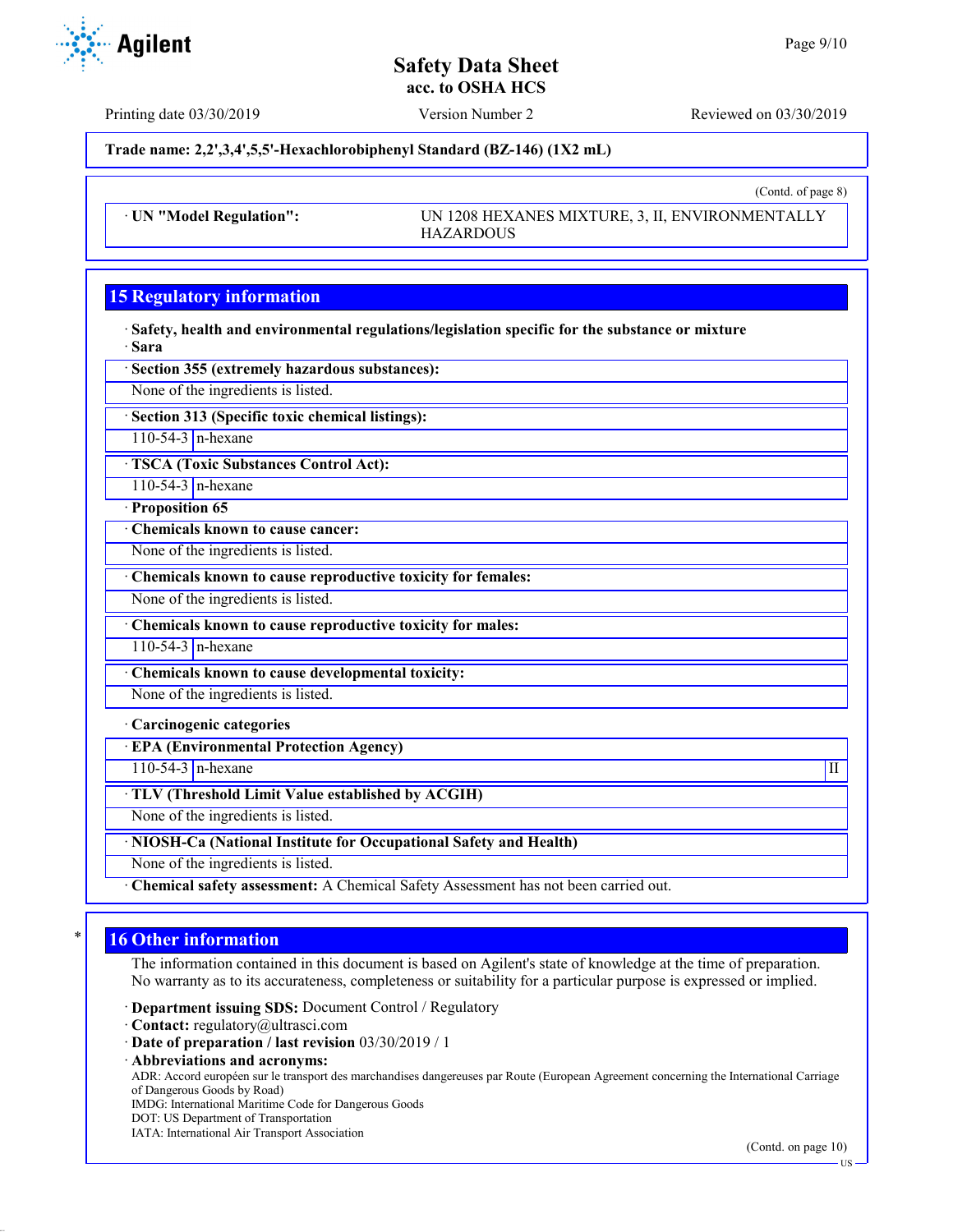(Contd. of page 8)

· **UN "Model Regulation":** UN 1208 HEXANES MIXTURE, 3, II, ENVIRONMENTALLY HAZARDOUS

## 15 Regulatory information

· **Safety, health and environmental regulations/legislation specific for the substance or mixture**

· **Sara**

· **Section 355 (extremely hazardous substances):**

None of the ingredients is listed.

· **Section 313 (Specific toxic chemical listings):**

| 110-54-3 | n-hexane |
|---|---|

· **TSCA (Toxic Substances Control Act):**

| 110-54-3 | n-hexane |
|---|---|

· **Proposition 65**

· **Chemicals known to cause cancer:**

None of the ingredients is listed.

· **Chemicals known to cause reproductive toxicity for females:**

None of the ingredients is listed.

· **Chemicals known to cause reproductive toxicity for males:**

| 110-54-3 | n-hexane |
|---|---|

· **Chemicals known to cause developmental toxicity:**

None of the ingredients is listed.

· **Carcinogenic categories**

· **EPA (Environmental Protection Agency)**

| 110-54-3 | n-hexane | II |
|---|---|---|

· **TLV (Threshold Limit Value established by ACGIH)**

None of the ingredients is listed.

· **NIOSH-Ca (National Institute for Occupational Safety and Health)**

None of the ingredients is listed.

· **Chemical safety assessment:** A Chemical Safety Assessment has not been carried out.

## 16 Other information

The information contained in this document is based on Agilent's state of knowledge at the time of preparation. No warranty as to its accurateness, completeness or suitability for a particular purpose is expressed or implied.

· **Department issuing SDS:** Document Control / Regulatory
· **Contact:** regulatory@ultrasci.com
· **Date of preparation / last revision** 03/30/2019 / 1
· **Abbreviations and acronyms:**
ADR: Accord européen sur le transport des marchandises dangereuses par Route (European Agreement concerning the International Carriage of Dangerous Goods by Road)
IMDG: International Maritime Code for Dangerous Goods
DOT: US Department of Transportation
IATA: International Air Transport Association

(Contd. on page 10)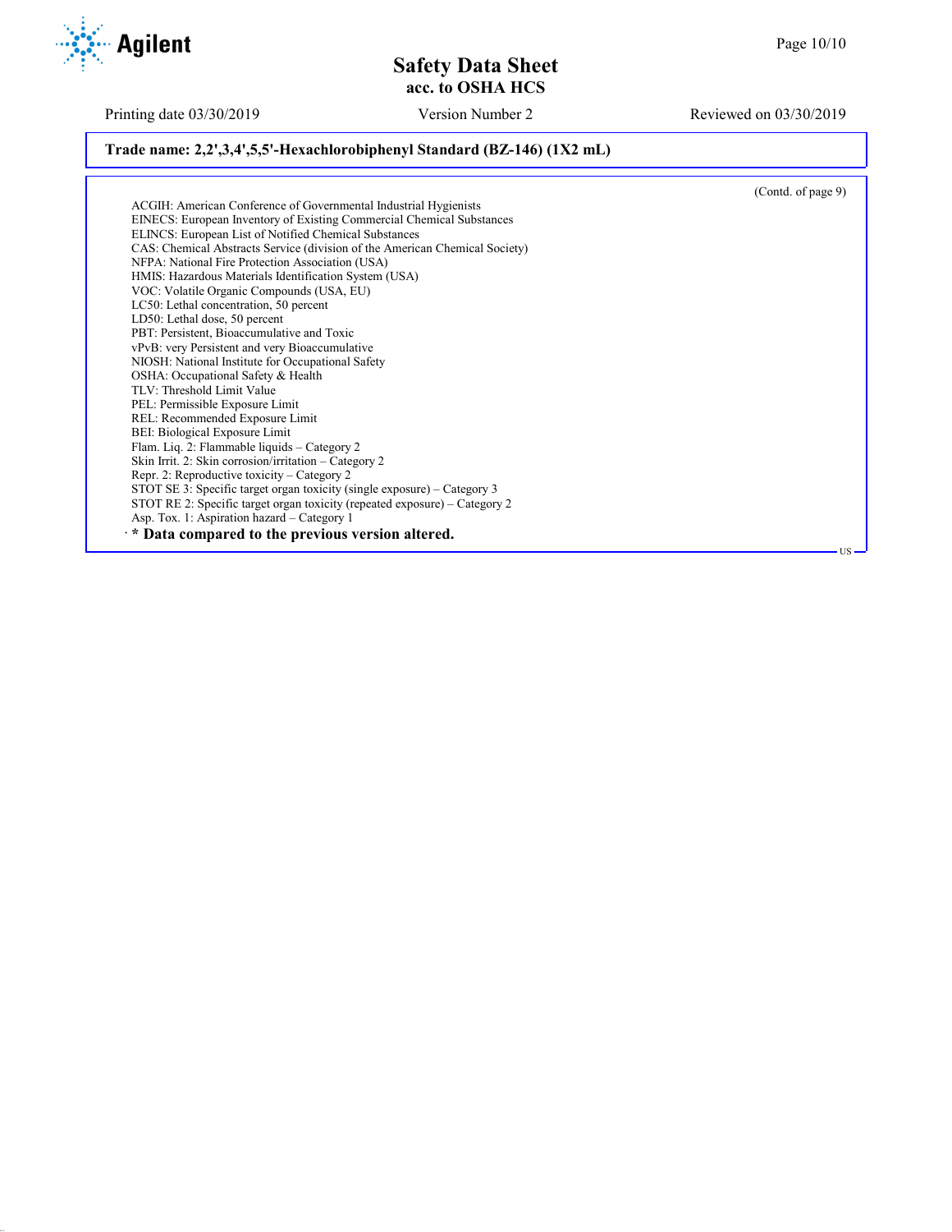**Trade name: 2,2',3,4',5,5'-Hexachlorobiphenyl Standard (BZ-146) (1X2 mL)**

(Contd. of page 9)

ACGIH: American Conference of Governmental Industrial Hygienists
EINECS: European Inventory of Existing Commercial Chemical Substances
ELINCS: European List of Notified Chemical Substances
CAS: Chemical Abstracts Service (division of the American Chemical Society)
NFPA: National Fire Protection Association (USA)
HMIS: Hazardous Materials Identification System (USA)
VOC: Volatile Organic Compounds (USA, EU)
LC50: Lethal concentration, 50 percent
LD50: Lethal dose, 50 percent
PBT: Persistent, Bioaccumulative and Toxic
vPvB: very Persistent and very Bioaccumulative
NIOSH: National Institute for Occupational Safety
OSHA: Occupational Safety & Health
TLV: Threshold Limit Value
PEL: Permissible Exposure Limit
REL: Recommended Exposure Limit
BEI: Biological Exposure Limit
Flam. Liq. 2: Flammable liquids – Category 2
Skin Irrit. 2: Skin corrosion/irritation – Category 2
Repr. 2: Reproductive toxicity – Category 2
STOT SE 3: Specific target organ toxicity (single exposure) – Category 3
STOT RE 2: Specific target organ toxicity (repeated exposure) – Category 2
Asp. Tox. 1: Aspiration hazard – Category 1

· **\* Data compared to the previous version altered.**